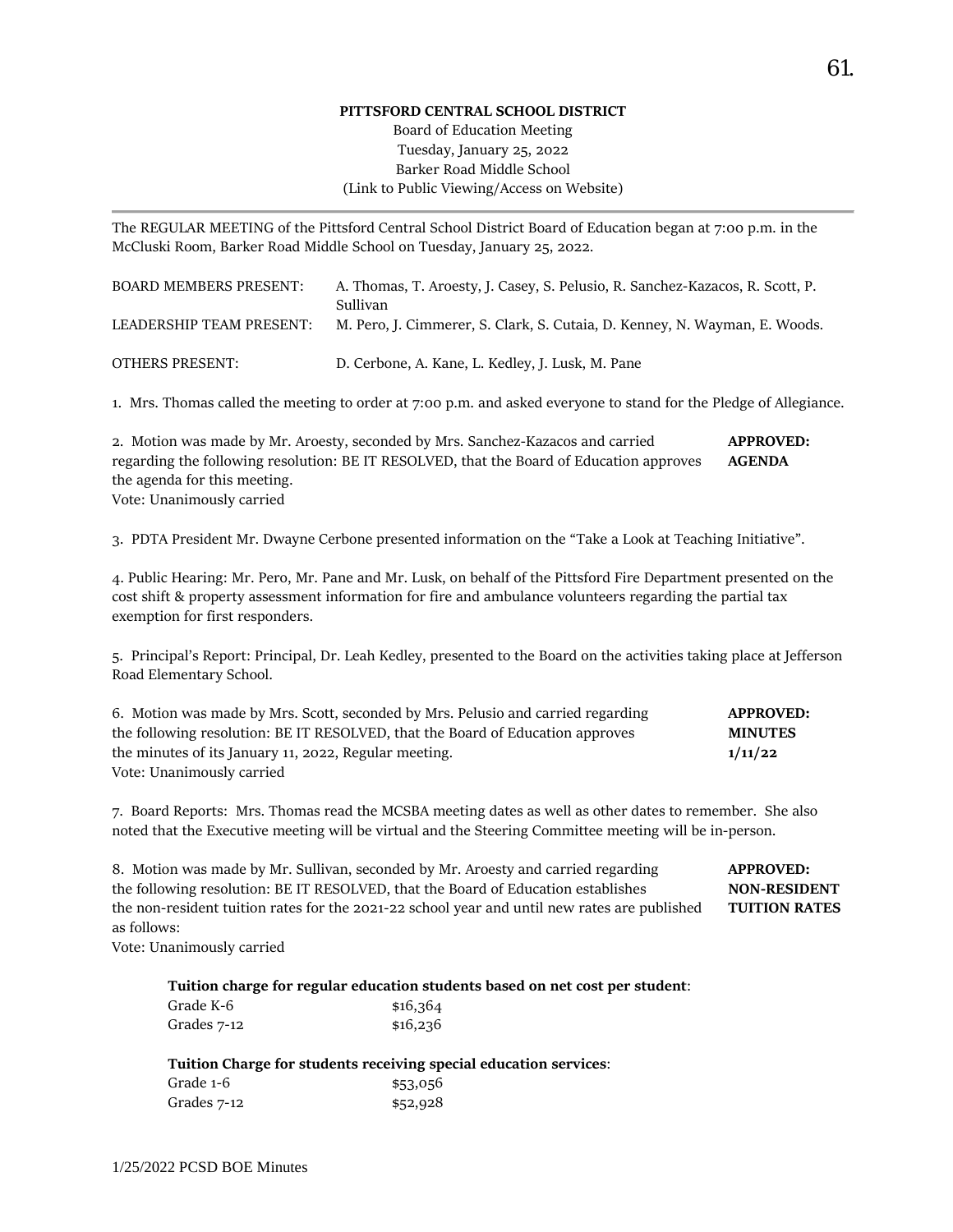**PITTSFORD CENTRAL SCHOOL DISTRICT**

Board of Education Meeting
Tuesday, January 25, 2022
Barker Road Middle School
(Link to Public Viewing/Access on Website)

---

The REGULAR MEETING of the Pittsford Central School District Board of Education began at 7:00 p.m. in the McCluski Room, Barker Road Middle School on Tuesday, January 25, 2022.

| | |
|---|---|
| BOARD MEMBERS PRESENT: | A. Thomas, T. Aroesty, J. Casey, S. Pelusio, R. Sanchez-Kazacos, R. Scott, P. Sullivan |
| LEADERSHIP TEAM PRESENT: | M. Pero, J. Cimmerer, S. Clark, S. Cutaia, D. Kenney, N. Wayman, E. Woods. |
| OTHERS PRESENT: | D. Cerbone, A. Kane, L. Kedley, J. Lusk, M. Pane |

1. Mrs. Thomas called the meeting to order at 7:00 p.m. and asked everyone to stand for the Pledge of Allegiance.

2. Motion was made by Mr. Aroesty, seconded by Mrs. Sanchez-Kazacos and carried regarding the following resolution: BE IT RESOLVED, that the Board of Education approves the agenda for this meeting.
Vote: Unanimously carried

**APPROVED: AGENDA**

3. PDTA President Mr. Dwayne Cerbone presented information on the "Take a Look at Teaching Initiative".

4. Public Hearing: Mr. Pero, Mr. Pane and Mr. Lusk, on behalf of the Pittsford Fire Department presented on the cost shift & property assessment information for fire and ambulance volunteers regarding the partial tax exemption for first responders.

5. Principal's Report: Principal, Dr. Leah Kedley, presented to the Board on the activities taking place at Jefferson Road Elementary School.

6. Motion was made by Mrs. Scott, seconded by Mrs. Pelusio and carried regarding the following resolution: BE IT RESOLVED, that the Board of Education approves the minutes of its January 11, 2022, Regular meeting.
Vote: Unanimously carried

**APPROVED: MINUTES 1/11/22**

7. Board Reports: Mrs. Thomas read the MCSBA meeting dates as well as other dates to remember. She also noted that the Executive meeting will be virtual and the Steering Committee meeting will be in-person.

8. Motion was made by Mr. Sullivan, seconded by Mr. Aroesty and carried regarding the following resolution: BE IT RESOLVED, that the Board of Education establishes the non-resident tuition rates for the 2021-22 school year and until new rates are published as follows:
Vote: Unanimously carried

**APPROVED: NON-RESIDENT TUITION RATES**

**Tuition charge for regular education students based on net cost per student**:

| | |
|---|---|
| Grade K-6 | $16,364 |
| Grades 7-12 | $16,236 |

**Tuition Charge for students receiving special education services**:

| | |
|---|---|
| Grade 1-6 | $53,056 |
| Grades 7-12 | $52,928 |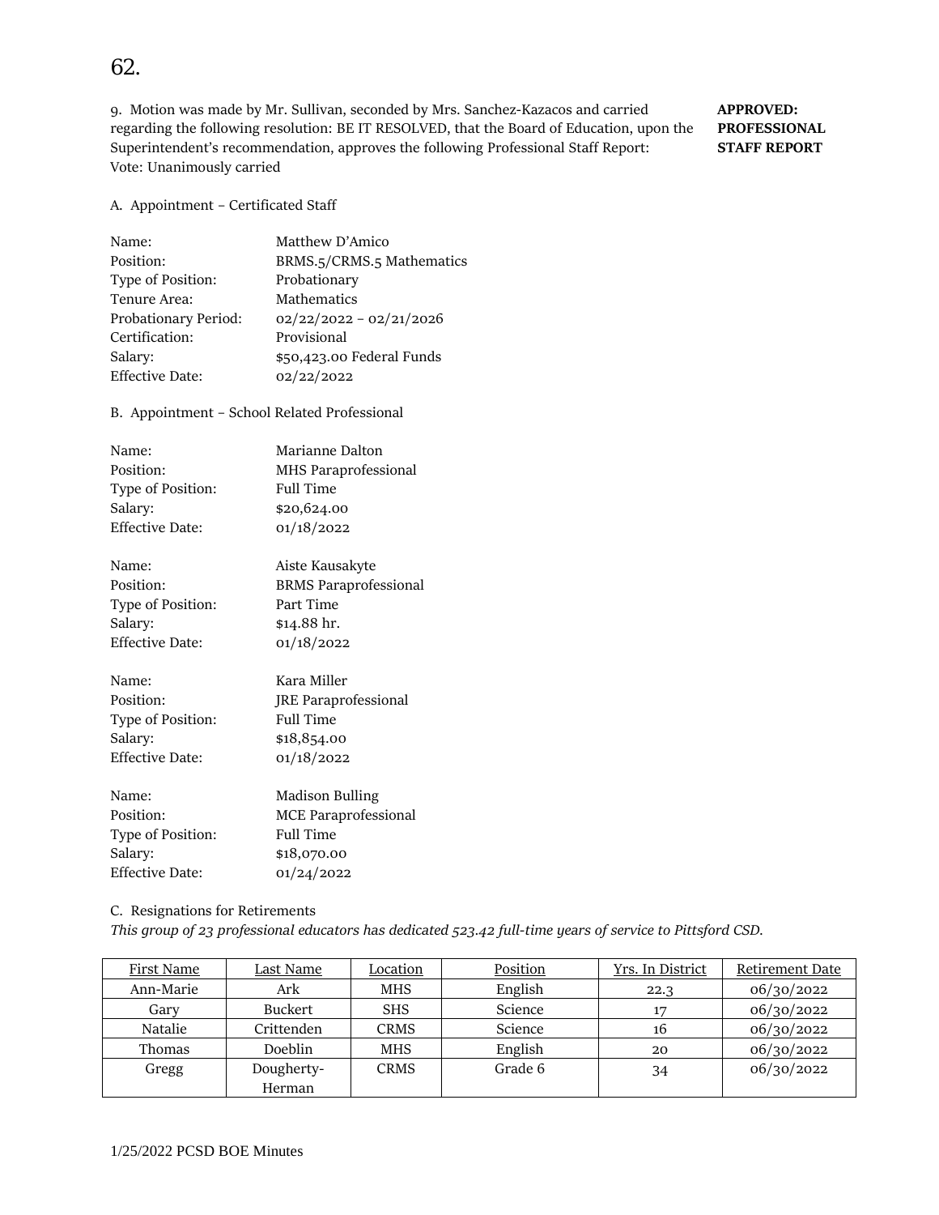9. Motion was made by Mr. Sullivan, seconded by Mrs. Sanchez-Kazacos and carried regarding the following resolution: BE IT RESOLVED, that the Board of Education, upon the Superintendent's recommendation, approves the following Professional Staff Report:
Vote: Unanimously carried

**APPROVED: PROFESSIONAL STAFF REPORT**

A. Appointment – Certificated Staff

| | |
|---|---|
| Name: | Matthew D'Amico |
| Position: | BRMS.5/CRMS.5 Mathematics |
| Type of Position: | Probationary |
| Tenure Area: | Mathematics |
| Probationary Period: | 02/22/2022 – 02/21/2026 |
| Certification: | Provisional |
| Salary: | $50,423.00 Federal Funds |
| Effective Date: | 02/22/2022 |

B. Appointment – School Related Professional

| | |
|---|---|
| Name: | Marianne Dalton |
| Position: | MHS Paraprofessional |
| Type of Position: | Full Time |
| Salary: | $20,624.00 |
| Effective Date: | 01/18/2022 |

| | |
|---|---|
| Name: | Aiste Kausakyte |
| Position: | BRMS Paraprofessional |
| Type of Position: | Part Time |
| Salary: | $14.88 hr. |
| Effective Date: | 01/18/2022 |

| | |
|---|---|
| Name: | Kara Miller |
| Position: | JRE Paraprofessional |
| Type of Position: | Full Time |
| Salary: | $18,854.00 |
| Effective Date: | 01/18/2022 |

| | |
|---|---|
| Name: | Madison Bulling |
| Position: | MCE Paraprofessional |
| Type of Position: | Full Time |
| Salary: | $18,070.00 |
| Effective Date: | 01/24/2022 |

C. Resignations for Retirements

*This group of 23 professional educators has dedicated 523.42 full-time years of service to Pittsford CSD.*

| First Name | Last Name | Location | Position | Yrs. In District | Retirement Date |
|---|---|---|---|---|---|
| Ann-Marie | Ark | MHS | English | 22.3 | 06/30/2022 |
| Gary | Buckert | SHS | Science | 17 | 06/30/2022 |
| Natalie | Crittenden | CRMS | Science | 16 | 06/30/2022 |
| Thomas | Doeblin | MHS | English | 20 | 06/30/2022 |
| Gregg | Dougherty-Herman | CRMS | Grade 6 | 34 | 06/30/2022 |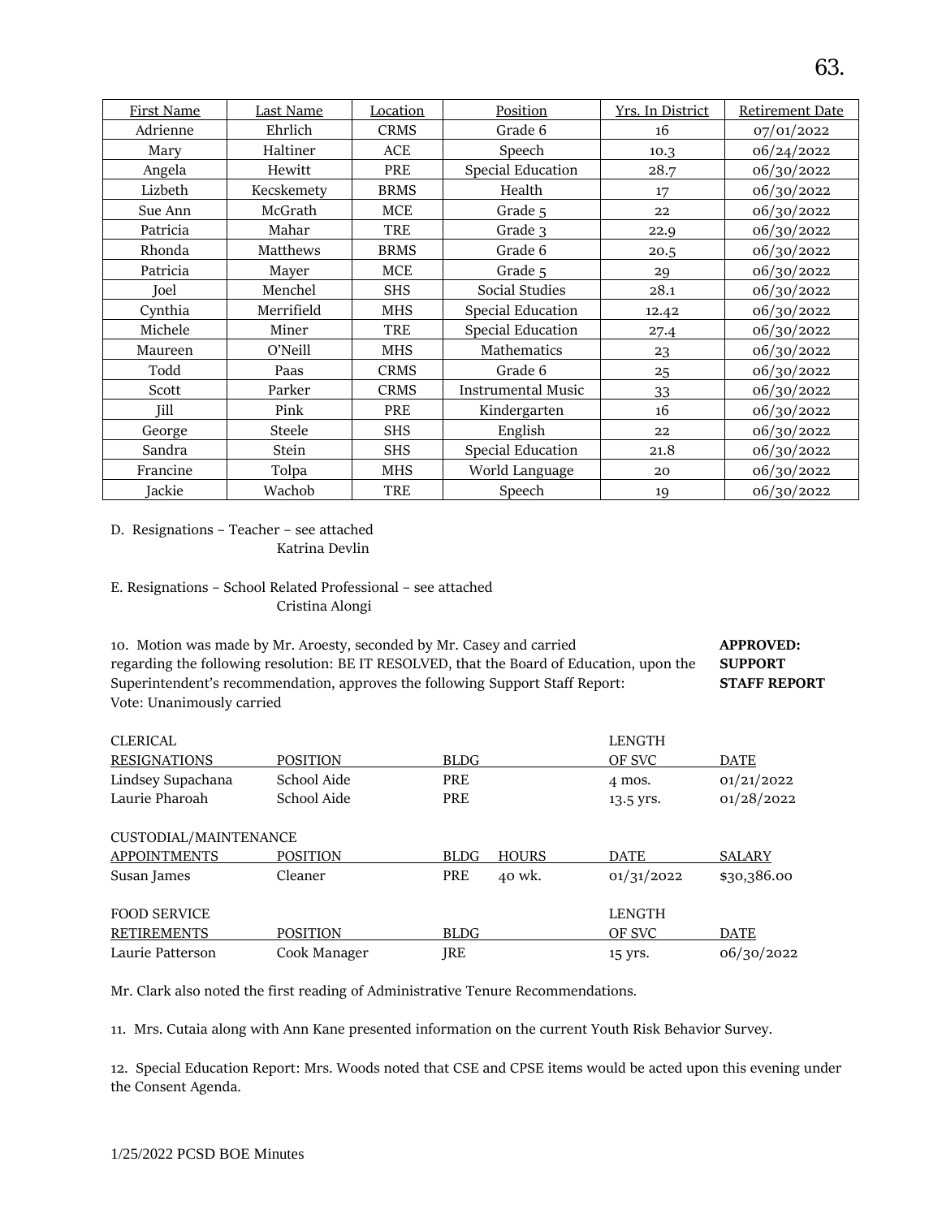| First Name | Last Name | Location | Position | Yrs. In District | Retirement Date |
|---|---|---|---|---|---|
| Adrienne | Ehrlich | CRMS | Grade 6 | 16 | 07/01/2022 |
| Mary | Haltiner | ACE | Speech | 10.3 | 06/24/2022 |
| Angela | Hewitt | PRE | Special Education | 28.7 | 06/30/2022 |
| Lizbeth | Kecskemety | BRMS | Health | 17 | 06/30/2022 |
| Sue Ann | McGrath | MCE | Grade 5 | 22 | 06/30/2022 |
| Patricia | Mahar | TRE | Grade 3 | 22.9 | 06/30/2022 |
| Rhonda | Matthews | BRMS | Grade 6 | 20.5 | 06/30/2022 |
| Patricia | Mayer | MCE | Grade 5 | 29 | 06/30/2022 |
| Joel | Menchel | SHS | Social Studies | 28.1 | 06/30/2022 |
| Cynthia | Merrifield | MHS | Special Education | 12.42 | 06/30/2022 |
| Michele | Miner | TRE | Special Education | 27.4 | 06/30/2022 |
| Maureen | O'Neill | MHS | Mathematics | 23 | 06/30/2022 |
| Todd | Paas | CRMS | Grade 6 | 25 | 06/30/2022 |
| Scott | Parker | CRMS | Instrumental Music | 33 | 06/30/2022 |
| Jill | Pink | PRE | Kindergarten | 16 | 06/30/2022 |
| George | Steele | SHS | English | 22 | 06/30/2022 |
| Sandra | Stein | SHS | Special Education | 21.8 | 06/30/2022 |
| Francine | Tolpa | MHS | World Language | 20 | 06/30/2022 |
| Jackie | Wachob | TRE | Speech | 19 | 06/30/2022 |

D. Resignations – Teacher – see attached
Katrina Devlin

E. Resignations – School Related Professional – see attached
Cristina Alongi

10. Motion was made by Mr. Aroesty, seconded by Mr. Casey and carried regarding the following resolution: BE IT RESOLVED, that the Board of Education, upon the Superintendent's recommendation, approves the following Support Staff Report:
Vote: Unanimously carried

**APPROVED: SUPPORT STAFF REPORT**

CLERICAL

| RESIGNATIONS | POSITION | BLDG | LENGTH OF SVC | DATE |
|---|---|---|---|---|
| Lindsey Supachana | School Aide | PRE | 4 mos. | 01/21/2022 |
| Laurie Pharoah | School Aide | PRE | 13.5 yrs. | 01/28/2022 |

CUSTODIAL/MAINTENANCE

| APPOINTMENTS | POSITION | BLDG | HOURS | DATE | SALARY |
|---|---|---|---|---|---|
| Susan James | Cleaner | PRE | 40 wk. | 01/31/2022 | $30,386.00 |

FOOD SERVICE

| RETIREMENTS | POSITION | BLDG | LENGTH OF SVC | DATE |
|---|---|---|---|---|
| Laurie Patterson | Cook Manager | JRE | 15 yrs. | 06/30/2022 |

Mr. Clark also noted the first reading of Administrative Tenure Recommendations.

11. Mrs. Cutaia along with Ann Kane presented information on the current Youth Risk Behavior Survey.

12. Special Education Report: Mrs. Woods noted that CSE and CPSE items would be acted upon this evening under the Consent Agenda.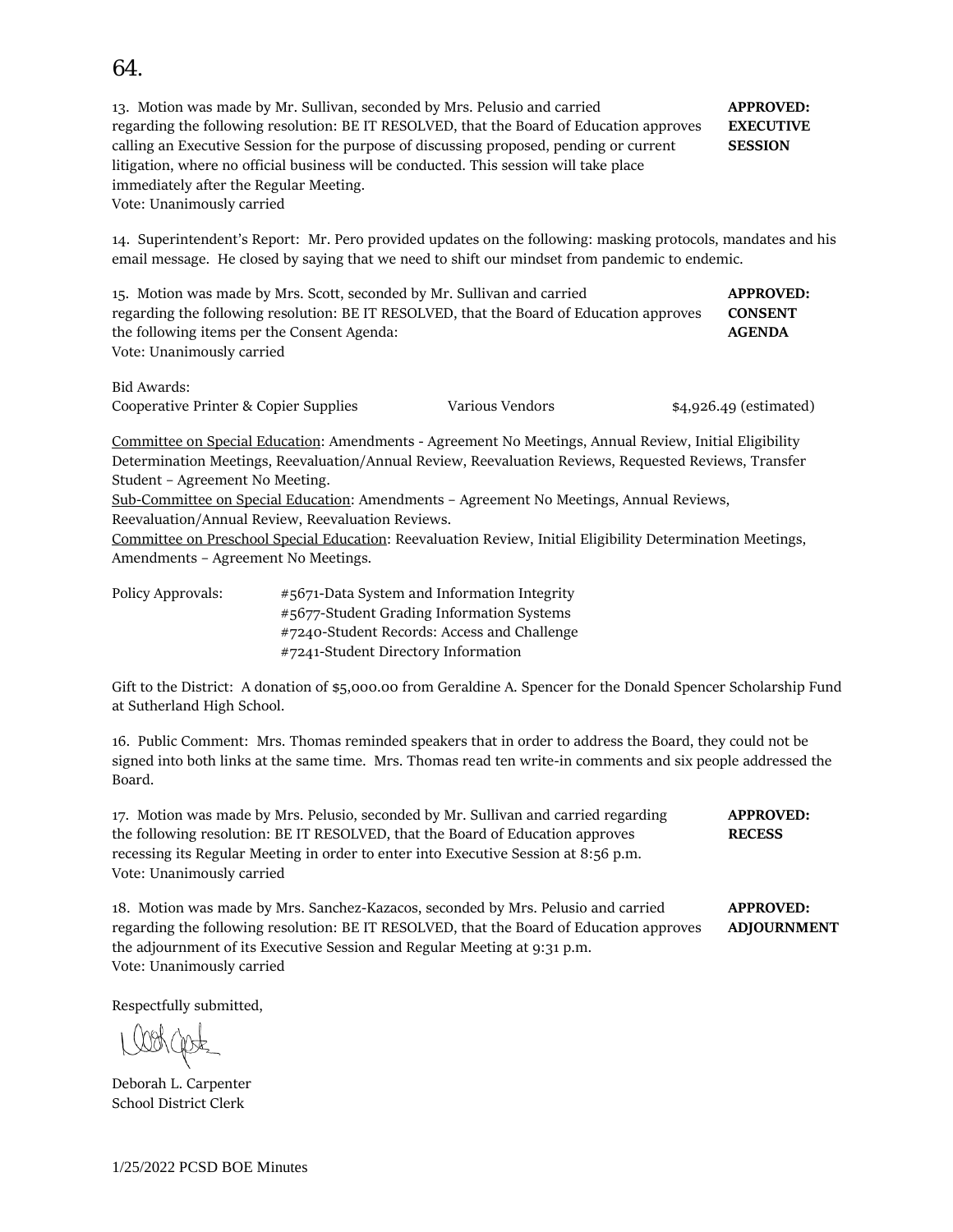13. Motion was made by Mr. Sullivan, seconded by Mrs. Pelusio and carried regarding the following resolution: BE IT RESOLVED, that the Board of Education approves calling an Executive Session for the purpose of discussing proposed, pending or current litigation, where no official business will be conducted. This session will take place immediately after the Regular Meeting.
Vote: Unanimously carried

**APPROVED: EXECUTIVE SESSION**

14. Superintendent's Report: Mr. Pero provided updates on the following: masking protocols, mandates and his email message. He closed by saying that we need to shift our mindset from pandemic to endemic.

15. Motion was made by Mrs. Scott, seconded by Mr. Sullivan and carried regarding the following resolution: BE IT RESOLVED, that the Board of Education approves the following items per the Consent Agenda:
Vote: Unanimously carried

**APPROVED: CONSENT AGENDA**

Bid Awards:

| | | |
|---|---|---|
| Cooperative Printer & Copier Supplies | Various Vendors | $4,926.49 (estimated) |

Committee on Special Education: Amendments - Agreement No Meetings, Annual Review, Initial Eligibility Determination Meetings, Reevaluation/Annual Review, Reevaluation Reviews, Requested Reviews, Transfer Student – Agreement No Meeting.
Sub-Committee on Special Education: Amendments – Agreement No Meetings, Annual Reviews, Reevaluation/Annual Review, Reevaluation Reviews.
Committee on Preschool Special Education: Reevaluation Review, Initial Eligibility Determination Meetings, Amendments – Agreement No Meetings.

Policy Approvals:
- #5671-Data System and Information Integrity
- #5677-Student Grading Information Systems
- #7240-Student Records: Access and Challenge
- #7241-Student Directory Information

Gift to the District: A donation of $5,000.00 from Geraldine A. Spencer for the Donald Spencer Scholarship Fund at Sutherland High School.

16. Public Comment: Mrs. Thomas reminded speakers that in order to address the Board, they could not be signed into both links at the same time. Mrs. Thomas read ten write-in comments and six people addressed the Board.

17. Motion was made by Mrs. Pelusio, seconded by Mr. Sullivan and carried regarding the following resolution: BE IT RESOLVED, that the Board of Education approves recessing its Regular Meeting in order to enter into Executive Session at 8:56 p.m.
Vote: Unanimously carried

**APPROVED: RECESS**

18. Motion was made by Mrs. Sanchez-Kazacos, seconded by Mrs. Pelusio and carried regarding the following resolution: BE IT RESOLVED, that the Board of Education approves the adjournment of its Executive Session and Regular Meeting at 9:31 p.m.
Vote: Unanimously carried

**APPROVED: ADJOURNMENT**

Respectfully submitted,

Deborah L. Carpenter
School District Clerk